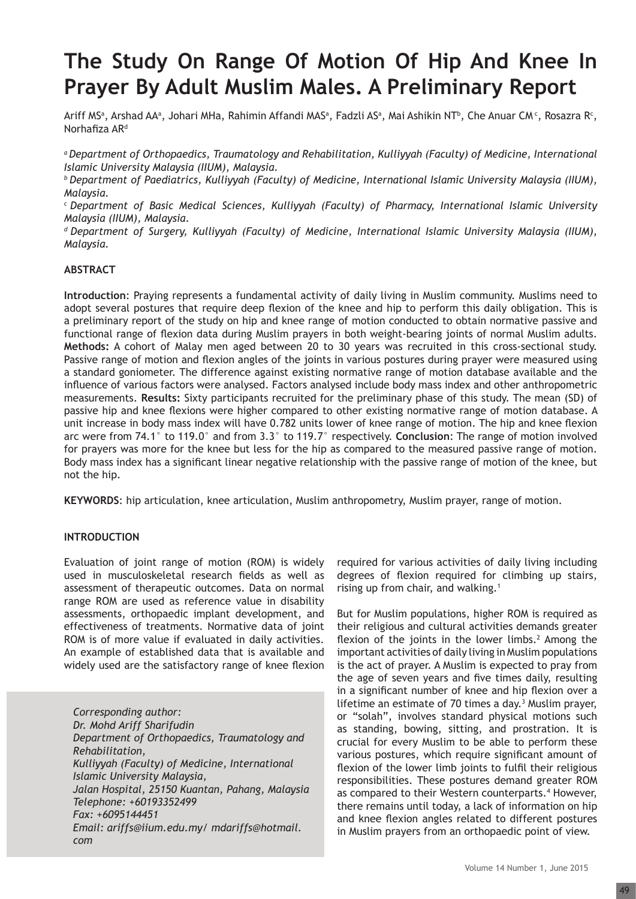# The Study On Range Of Motion Of Hip And Knee In Prayer By Adult Muslim Males. A Preliminary Report

Ariff MS[a], Arshad AA[a], Johari MHa, Rahimin Affandi MAS[a], Fadzli AS[a], Mai Ashikin NT[b], Che Anuar CM[c], Rosazra R[c], Norhafiza AR[d]

*[a] Department of Orthopaedics, Traumatology and Rehabilitation, Kulliyyah (Faculty) of Medicine, International Islamic University Malaysia (IIUM), Malaysia.*

*[b] Department of Paediatrics, Kulliyyah (Faculty) of Medicine, International Islamic University Malaysia (IIUM), Malaysia.*

*[c] Department of Basic Medical Sciences, Kulliyyah (Faculty) of Pharmacy, International Islamic University Malaysia (IIUM), Malaysia.*

*[d] Department of Surgery, Kulliyyah (Faculty) of Medicine, International Islamic University Malaysia (IIUM), Malaysia.*

## ABSTRACT

**Introduction**: Praying represents a fundamental activity of daily living in Muslim community. Muslims need to adopt several postures that require deep flexion of the knee and hip to perform this daily obligation. This is a preliminary report of the study on hip and knee range of motion conducted to obtain normative passive and functional range of flexion data during Muslim prayers in both weight-bearing joints of normal Muslim adults. **Methods:** A cohort of Malay men aged between 20 to 30 years was recruited in this cross-sectional study. Passive range of motion and flexion angles of the joints in various postures during prayer were measured using a standard goniometer. The difference against existing normative range of motion database available and the influence of various factors were analysed. Factors analysed include body mass index and other anthropometric measurements. **Results:** Sixty participants recruited for the preliminary phase of this study. The mean (SD) of passive hip and knee flexions were higher compared to other existing normative range of motion database. A unit increase in body mass index will have 0.782 units lower of knee range of motion. The hip and knee flexion arc were from 74.1° to 119.0° and from 3.3° to 119.7° respectively. **Conclusion**: The range of motion involved for prayers was more for the knee but less for the hip as compared to the measured passive range of motion. Body mass index has a significant linear negative relationship with the passive range of motion of the knee, but not the hip.

**KEYWORDS**: hip articulation, knee articulation, Muslim anthropometry, Muslim prayer, range of motion.

## INTRODUCTION

Evaluation of joint range of motion (ROM) is widely used in musculoskeletal research fields as well as assessment of therapeutic outcomes. Data on normal range ROM are used as reference value in disability assessments, orthopaedic implant development, and effectiveness of treatments. Normative data of joint ROM is of more value if evaluated in daily activities. An example of established data that is available and widely used are the satisfactory range of knee flexion required for various activities of daily living including degrees of flexion required for climbing up stairs, rising up from chair, and walking.[1]

But for Muslim populations, higher ROM is required as their religious and cultural activities demands greater flexion of the joints in the lower limbs.[2] Among the important activities of daily living in Muslim populations is the act of prayer. A Muslim is expected to pray from the age of seven years and five times daily, resulting in a significant number of knee and hip flexion over a lifetime an estimate of 70 times a day.[3] Muslim prayer, or "solah", involves standard physical motions such as standing, bowing, sitting, and prostration. It is crucial for every Muslim to be able to perform these various postures, which require significant amount of flexion of the lower limb joints to fulfil their religious responsibilities. These postures demand greater ROM as compared to their Western counterparts.[4] However, there remains until today, a lack of information on hip and knee flexion angles related to different postures in Muslim prayers from an orthopaedic point of view.

*Corresponding author:*
*Dr. Mohd Ariff Sharifudin*
*Department of Orthopaedics, Traumatology and Rehabilitation,*
*Kulliyyah (Faculty) of Medicine, International Islamic University Malaysia,*
*Jalan Hospital, 25150 Kuantan, Pahang, Malaysia*
*Telephone: +60193352499*
*Fax: +6095144451*
*Email: ariffs@iium.edu.my/ mdariffs@hotmail.com*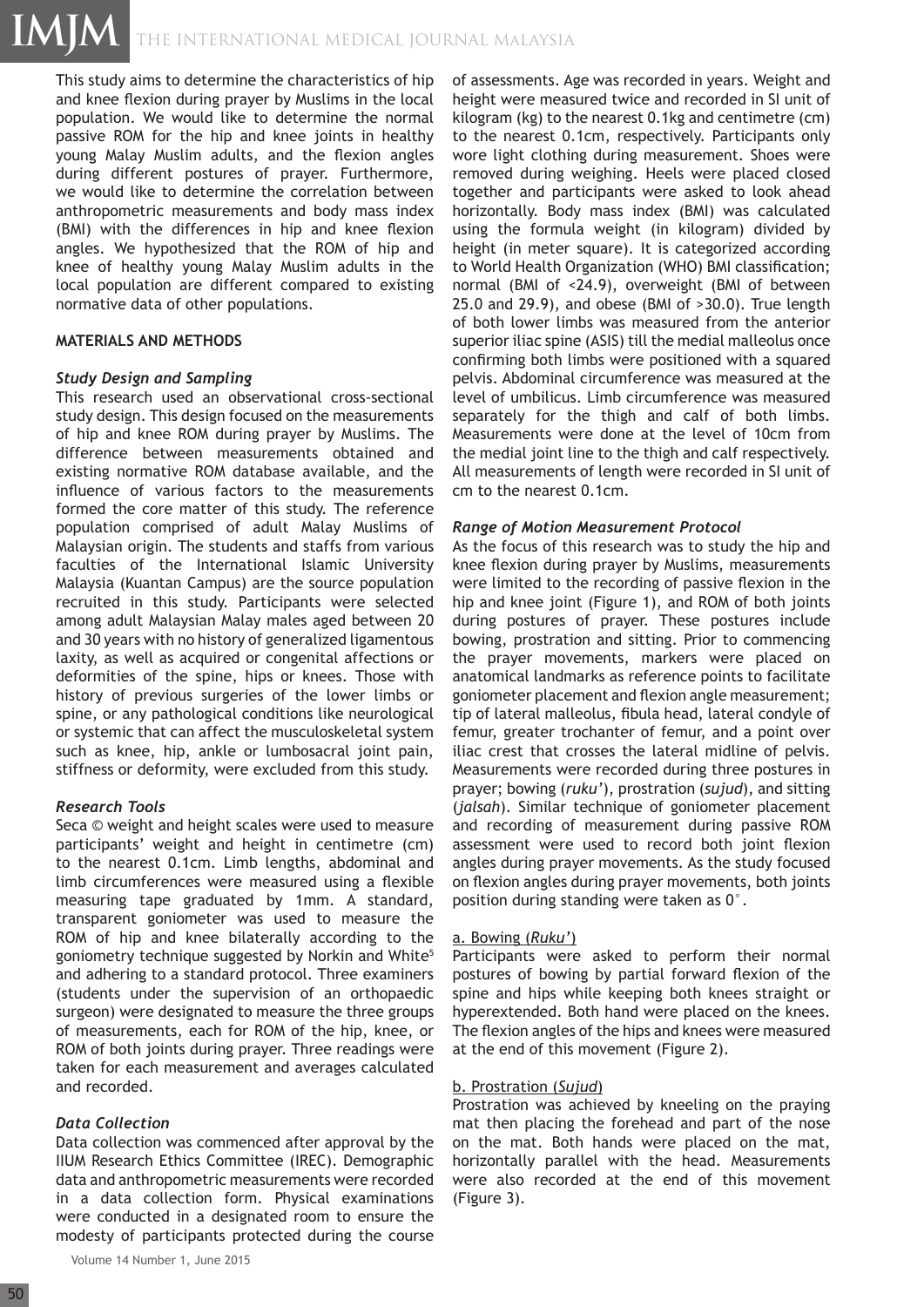This study aims to determine the characteristics of hip and knee flexion during prayer by Muslims in the local population. We would like to determine the normal passive ROM for the hip and knee joints in healthy young Malay Muslim adults, and the flexion angles during different postures of prayer. Furthermore, we would like to determine the correlation between anthropometric measurements and body mass index (BMI) with the differences in hip and knee flexion angles. We hypothesized that the ROM of hip and knee of healthy young Malay Muslim adults in the local population are different compared to existing normative data of other populations.

## MATERIALS AND METHODS

### *Study Design and Sampling*

This research used an observational cross-sectional study design. This design focused on the measurements of hip and knee ROM during prayer by Muslims. The difference between measurements obtained and existing normative ROM database available, and the influence of various factors to the measurements formed the core matter of this study. The reference population comprised of adult Malay Muslims of Malaysian origin. The students and staffs from various faculties of the International Islamic University Malaysia (Kuantan Campus) are the source population recruited in this study. Participants were selected among adult Malaysian Malay males aged between 20 and 30 years with no history of generalized ligamentous laxity, as well as acquired or congenital affections or deformities of the spine, hips or knees. Those with history of previous surgeries of the lower limbs or spine, or any pathological conditions like neurological or systemic that can affect the musculoskeletal system such as knee, hip, ankle or lumbosacral joint pain, stiffness or deformity, were excluded from this study.

### *Research Tools*

Seca © weight and height scales were used to measure participants' weight and height in centimetre (cm) to the nearest 0.1cm. Limb lengths, abdominal and limb circumferences were measured using a flexible measuring tape graduated by 1mm. A standard, transparent goniometer was used to measure the ROM of hip and knee bilaterally according to the goniometry technique suggested by Norkin and White[5] and adhering to a standard protocol. Three examiners (students under the supervision of an orthopaedic surgeon) were designated to measure the three groups of measurements, each for ROM of the hip, knee, or ROM of both joints during prayer. Three readings were taken for each measurement and averages calculated and recorded.

### *Data Collection*

Data collection was commenced after approval by the IIUM Research Ethics Committee (IREC). Demographic data and anthropometric measurements were recorded in a data collection form. Physical examinations were conducted in a designated room to ensure the modesty of participants protected during the course of assessments. Age was recorded in years. Weight and height were measured twice and recorded in SI unit of kilogram (kg) to the nearest 0.1kg and centimetre (cm) to the nearest 0.1cm, respectively. Participants only wore light clothing during measurement. Shoes were removed during weighing. Heels were placed closed together and participants were asked to look ahead horizontally. Body mass index (BMI) was calculated using the formula weight (in kilogram) divided by height (in meter square). It is categorized according to World Health Organization (WHO) BMI classification; normal (BMI of <24.9), overweight (BMI of between 25.0 and 29.9), and obese (BMI of >30.0). True length of both lower limbs was measured from the anterior superior iliac spine (ASIS) till the medial malleolus once confirming both limbs were positioned with a squared pelvis. Abdominal circumference was measured at the level of umbilicus. Limb circumference was measured separately for the thigh and calf of both limbs. Measurements were done at the level of 10cm from the medial joint line to the thigh and calf respectively. All measurements of length were recorded in SI unit of cm to the nearest 0.1cm.

### *Range of Motion Measurement Protocol*

As the focus of this research was to study the hip and knee flexion during prayer by Muslims, measurements were limited to the recording of passive flexion in the hip and knee joint (Figure 1), and ROM of both joints during postures of prayer. These postures include bowing, prostration and sitting. Prior to commencing the prayer movements, markers were placed on anatomical landmarks as reference points to facilitate goniometer placement and flexion angle measurement; tip of lateral malleolus, fibula head, lateral condyle of femur, greater trochanter of femur, and a point over iliac crest that crosses the lateral midline of pelvis. Measurements were recorded during three postures in prayer; bowing (*ruku'*), prostration (*sujud*), and sitting (*jalsah*). Similar technique of goniometer placement and recording of measurement during passive ROM assessment were used to record both joint flexion angles during prayer movements. As the study focused on flexion angles during prayer movements, both joints position during standing were taken as 0°.

a. <u>Bowing (*Ruku'*)</u>

Participants were asked to perform their normal postures of bowing by partial forward flexion of the spine and hips while keeping both knees straight or hyperextended. Both hand were placed on the knees. The flexion angles of the hips and knees were measured at the end of this movement (Figure 2).

b. <u>Prostration (*Sujud*)</u>

Prostration was achieved by kneeling on the praying mat then placing the forehead and part of the nose on the mat. Both hands were placed on the mat, horizontally parallel with the head. Measurements were also recorded at the end of this movement (Figure 3).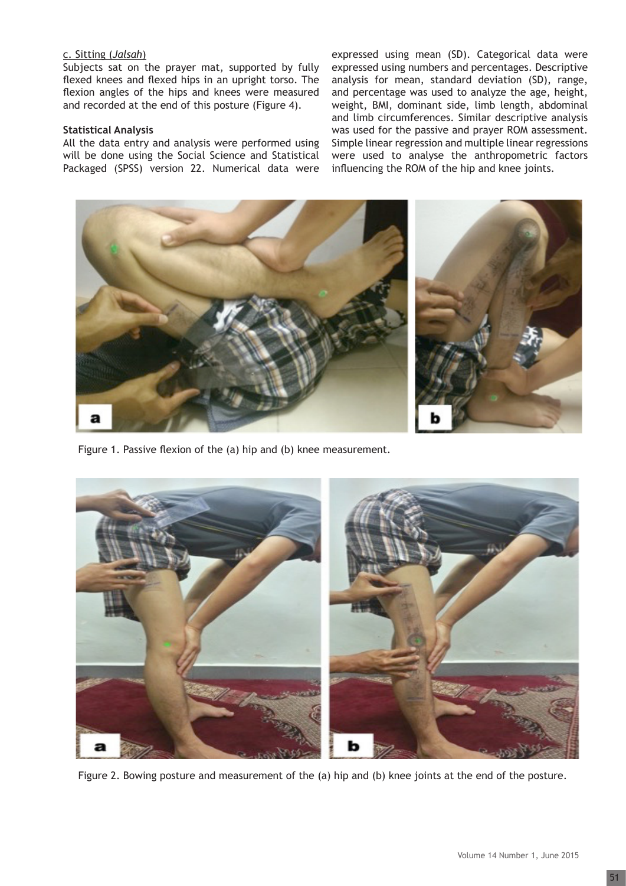c. Sitting (*Jalsah*)

Subjects sat on the prayer mat, supported by fully flexed knees and flexed hips in an upright torso. The flexion angles of the hips and knees were measured and recorded at the end of this posture (Figure 4).

**Statistical Analysis**

All the data entry and analysis were performed using will be done using the Social Science and Statistical Packaged (SPSS) version 22. Numerical data were expressed using mean (SD). Categorical data were expressed using numbers and percentages. Descriptive analysis for mean, standard deviation (SD), range, and percentage was used to analyze the age, height, weight, BMI, dominant side, limb length, abdominal and limb circumferences. Similar descriptive analysis was used for the passive and prayer ROM assessment. Simple linear regression and multiple linear regressions were used to analyse the anthropometric factors influencing the ROM of the hip and knee joints.

Figure 1. Passive flexion of the (a) hip and (b) knee measurement.

Figure 2. Bowing posture and measurement of the (a) hip and (b) knee joints at the end of the posture.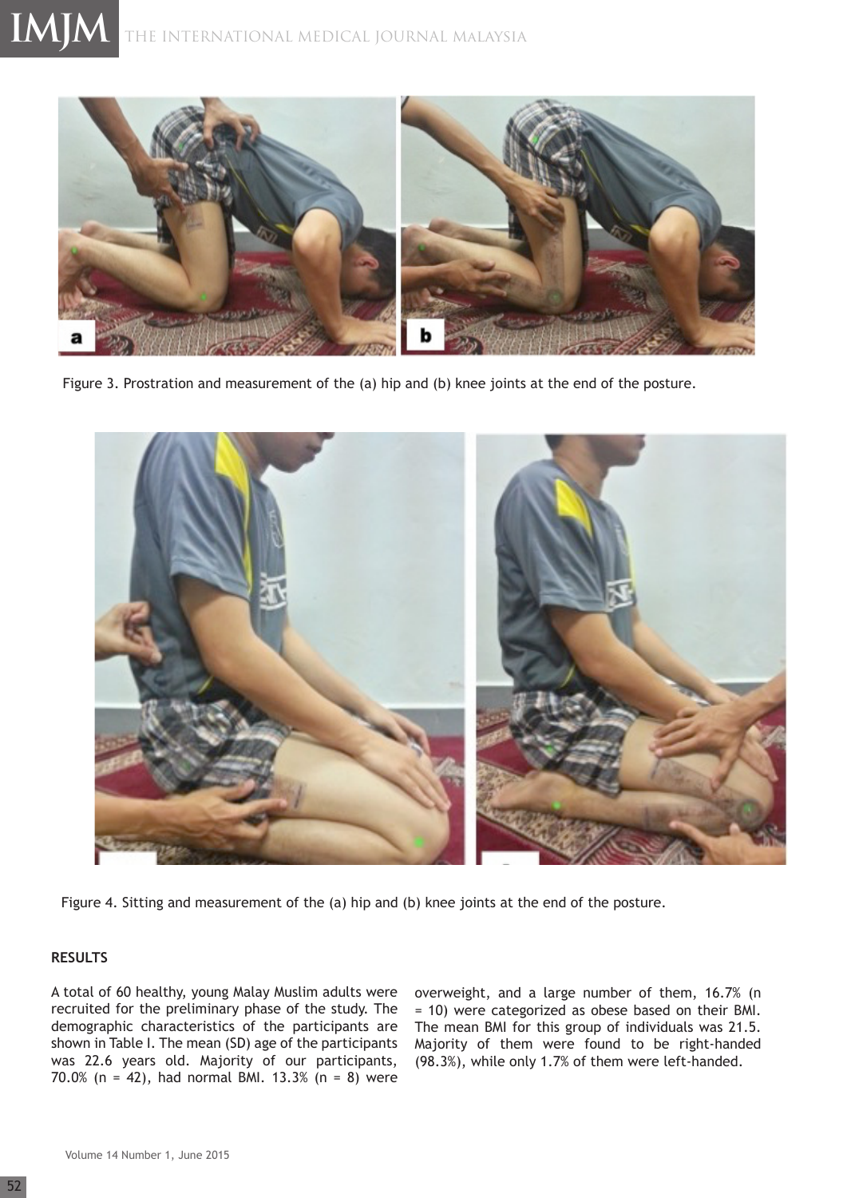Figure 3. Prostration and measurement of the (a) hip and (b) knee joints at the end of the posture.

Figure 4. Sitting and measurement of the (a) hip and (b) knee joints at the end of the posture.

## RESULTS

A total of 60 healthy, young Malay Muslim adults were recruited for the preliminary phase of the study. The demographic characteristics of the participants are shown in Table I. The mean (SD) age of the participants was 22.6 years old. Majority of our participants, 70.0% (n = 42), had normal BMI. 13.3% (n = 8) were overweight, and a large number of them, 16.7% (n = 10) were categorized as obese based on their BMI. The mean BMI for this group of individuals was 21.5. Majority of them were found to be right-handed (98.3%), while only 1.7% of them were left-handed.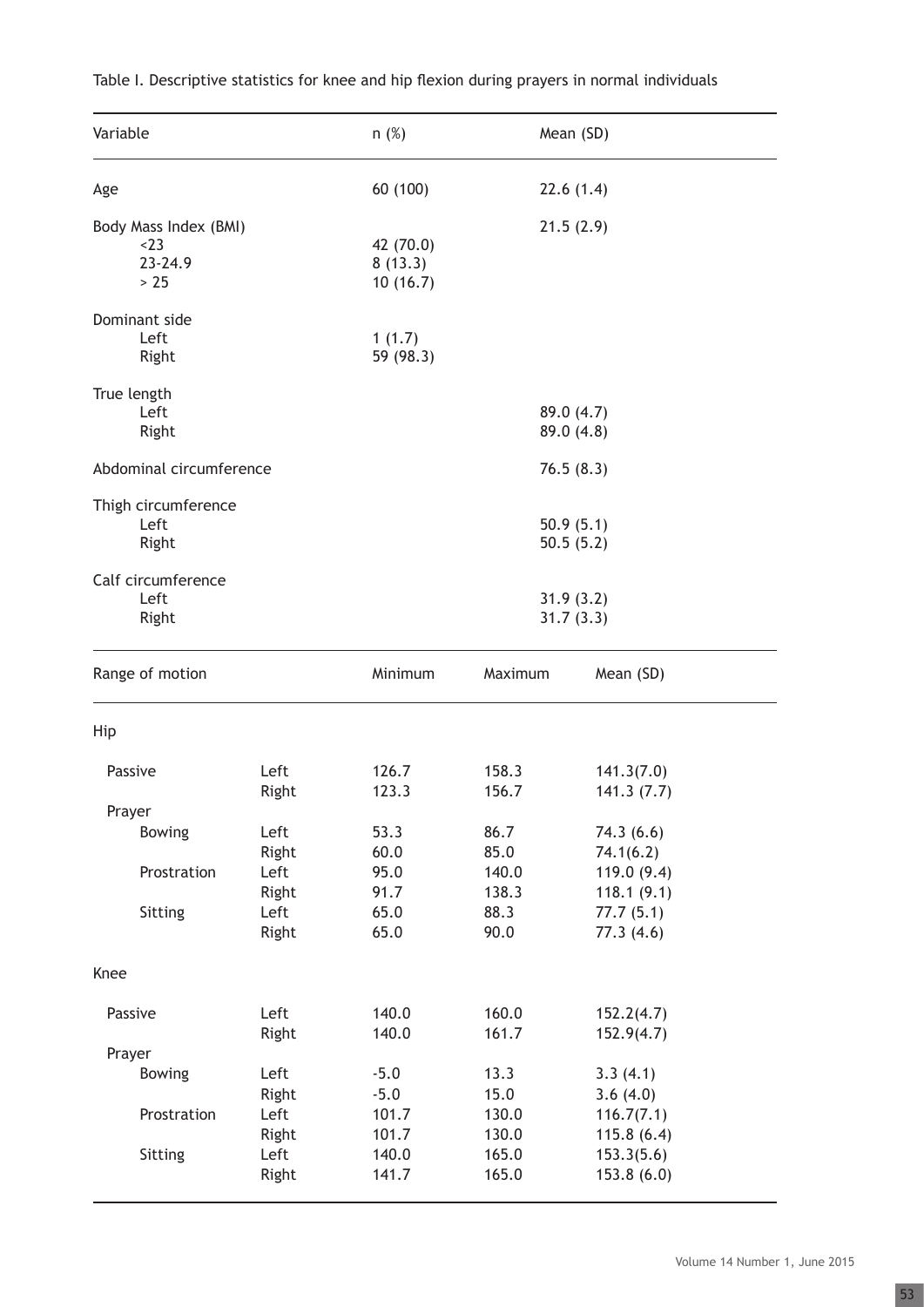Table I. Descriptive statistics for knee and hip flexion during prayers in normal individuals

| Variable | | n (%) | Mean (SD) |
|---|---|---|---|
| Age | | 60 (100) | 22.6 (1.4) |
| Body Mass Index (BMI) | | | 21.5 (2.9) |
| | <23 | 42 (70.0) | |
| | 23-24.9 | 8 (13.3) | |
| | > 25 | 10 (16.7) | |
| Dominant side | | | |
| | Left | 1 (1.7) | |
| | Right | 59 (98.3) | |
| True length | | | |
| | Left | | 89.0 (4.7) |
| | Right | | 89.0 (4.8) |
| Abdominal circumference | | | 76.5 (8.3) |
| Thigh circumference | | | |
| | Left | | 50.9 (5.1) |
| | Right | | 50.5 (5.2) |
| Calf circumference | | | |
| | Left | | 31.9 (3.2) |
| | Right | | 31.7 (3.3) |

| Range of motion | | | Minimum | Maximum | Mean (SD) |
|---|---|---|---|---|---|
| Hip | | | | | |
| Passive | | Left | 126.7 | 158.3 | 141.3(7.0) |
| | | Right | 123.3 | 156.7 | 141.3 (7.7) |
| Prayer | | | | | |
| | Bowing | Left | 53.3 | 86.7 | 74.3 (6.6) |
| | | Right | 60.0 | 85.0 | 74.1(6.2) |
| | Prostration | Left | 95.0 | 140.0 | 119.0 (9.4) |
| | | Right | 91.7 | 138.3 | 118.1 (9.1) |
| | Sitting | Left | 65.0 | 88.3 | 77.7 (5.1) |
| | | Right | 65.0 | 90.0 | 77.3 (4.6) |
| Knee | | | | | |
| Passive | | Left | 140.0 | 160.0 | 152.2(4.7) |
| | | Right | 140.0 | 161.7 | 152.9(4.7) |
| Prayer | | | | | |
| | Bowing | Left | -5.0 | 13.3 | 3.3 (4.1) |
| | | Right | -5.0 | 15.0 | 3.6 (4.0) |
| | Prostration | Left | 101.7 | 130.0 | 116.7(7.1) |
| | | Right | 101.7 | 130.0 | 115.8 (6.4) |
| | Sitting | Left | 140.0 | 165.0 | 153.3(5.6) |
| | | Right | 141.7 | 165.0 | 153.8 (6.0) |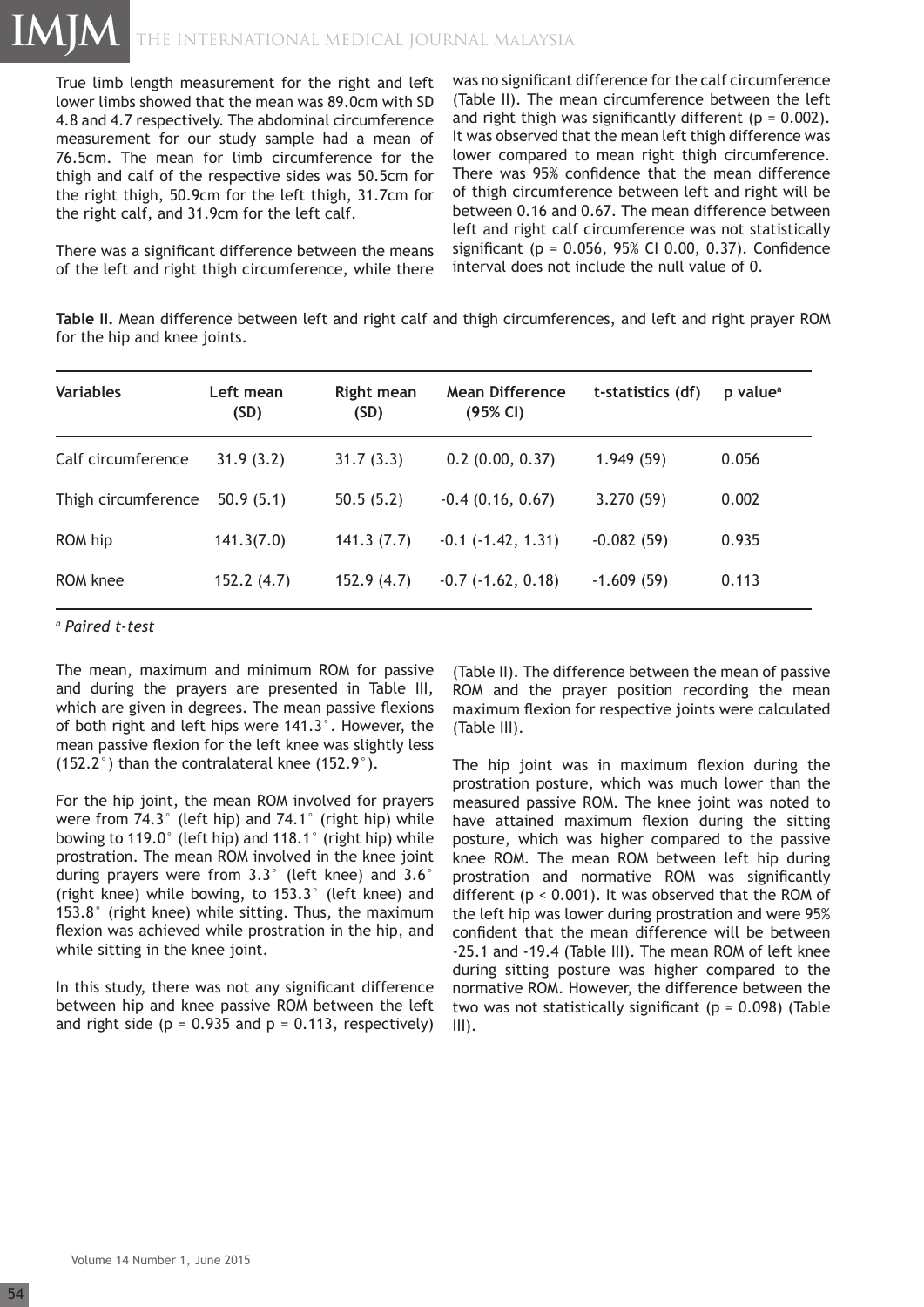True limb length measurement for the right and left lower limbs showed that the mean was 89.0cm with SD 4.8 and 4.7 respectively. The abdominal circumference measurement for our study sample had a mean of 76.5cm. The mean for limb circumference for the thigh and calf of the respective sides was 50.5cm for the right thigh, 50.9cm for the left thigh, 31.7cm for the right calf, and 31.9cm for the left calf.

There was a significant difference between the means of the left and right thigh circumference, while there was no significant difference for the calf circumference (Table II). The mean circumference between the left and right thigh was significantly different (p = 0.002). It was observed that the mean left thigh difference was lower compared to mean right thigh circumference. There was 95% confidence that the mean difference of thigh circumference between left and right will be between 0.16 and 0.67. The mean difference between left and right calf circumference was not statistically significant (p = 0.056, 95% CI 0.00, 0.37). Confidence interval does not include the null value of 0.

**Table II.** Mean difference between left and right calf and thigh circumferences, and left and right prayer ROM for the hip and knee joints.

| Variables | Left mean (SD) | Right mean (SD) | Mean Difference (95% CI) | t-statistics (df) | p value[a] |
|---|---|---|---|---|---|
| Calf circumference | 31.9 (3.2) | 31.7 (3.3) | 0.2 (0.00, 0.37) | 1.949 (59) | 0.056 |
| Thigh circumference | 50.9 (5.1) | 50.5 (5.2) | -0.4 (0.16, 0.67) | 3.270 (59) | 0.002 |
| ROM hip | 141.3(7.0) | 141.3 (7.7) | -0.1 (-1.42, 1.31) | -0.082 (59) | 0.935 |
| ROM knee | 152.2 (4.7) | 152.9 (4.7) | -0.7 (-1.62, 0.18) | -1.609 (59) | 0.113 |

[a] *Paired t-test*

The mean, maximum and minimum ROM for passive and during the prayers are presented in Table III, which are given in degrees. The mean passive flexions of both right and left hips were 141.3°. However, the mean passive flexion for the left knee was slightly less (152.2°) than the contralateral knee (152.9°).

For the hip joint, the mean ROM involved for prayers were from 74.3° (left hip) and 74.1° (right hip) while bowing to 119.0° (left hip) and 118.1° (right hip) while prostration. The mean ROM involved in the knee joint during prayers were from 3.3° (left knee) and 3.6° (right knee) while bowing, to 153.3° (left knee) and 153.8° (right knee) while sitting. Thus, the maximum flexion was achieved while prostration in the hip, and while sitting in the knee joint.

In this study, there was not any significant difference between hip and knee passive ROM between the left and right side (p = 0.935 and p = 0.113, respectively) (Table II). The difference between the mean of passive ROM and the prayer position recording the mean maximum flexion for respective joints were calculated (Table III).

The hip joint was in maximum flexion during the prostration posture, which was much lower than the measured passive ROM. The knee joint was noted to have attained maximum flexion during the sitting posture, which was higher compared to the passive knee ROM. The mean ROM between left hip during prostration and normative ROM was significantly different (p < 0.001). It was observed that the ROM of the left hip was lower during prostration and were 95% confident that the mean difference will be between -25.1 and -19.4 (Table III). The mean ROM of left knee during sitting posture was higher compared to the normative ROM. However, the difference between the two was not statistically significant (p = 0.098) (Table III).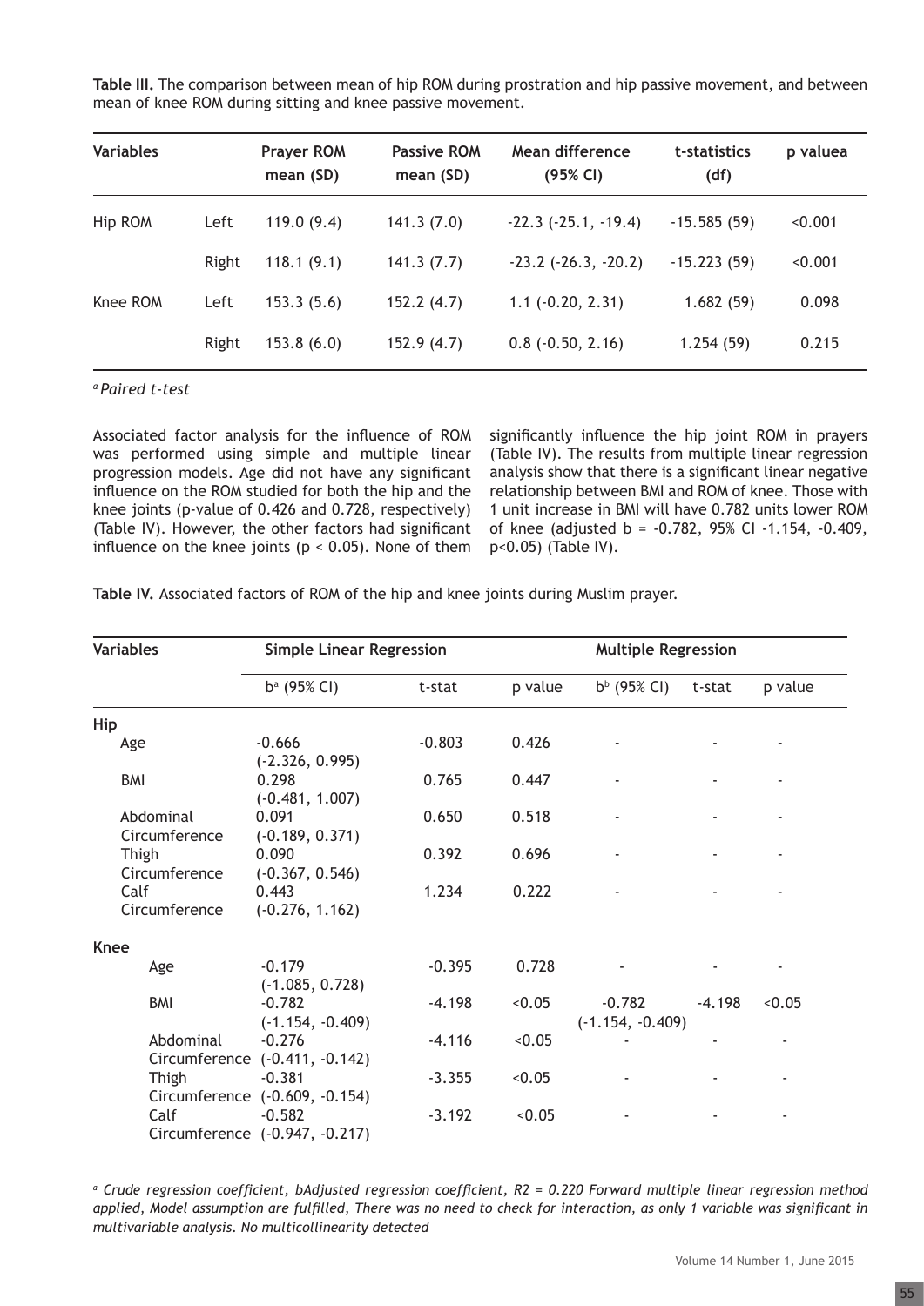**Table III.** The comparison between mean of hip ROM during prostration and hip passive movement, and between mean of knee ROM during sitting and knee passive movement.

| Variables | | Prayer ROM mean (SD) | Passive ROM mean (SD) | Mean difference (95% CI) | t-statistics (df) | p value[a] |
|---|---|---|---|---|---|---|
| Hip ROM | Left | 119.0 (9.4) | 141.3 (7.0) | -22.3 (-25.1, -19.4) | -15.585 (59) | <0.001 |
| | Right | 118.1 (9.1) | 141.3 (7.7) | -23.2 (-26.3, -20.2) | -15.223 (59) | <0.001 |
| Knee ROM | Left | 153.3 (5.6) | 152.2 (4.7) | 1.1 (-0.20, 2.31) | 1.682 (59) | 0.098 |
| | Right | 153.8 (6.0) | 152.9 (4.7) | 0.8 (-0.50, 2.16) | 1.254 (59) | 0.215 |

[a] *Paired t-test*

Associated factor analysis for the influence of ROM was performed using simple and multiple linear progression models. Age did not have any significant influence on the ROM studied for both the hip and the knee joints (p-value of 0.426 and 0.728, respectively) (Table IV). However, the other factors had significant influence on the knee joints ($p < 0.05$). None of them significantly influence the hip joint ROM in prayers (Table IV). The results from multiple linear regression analysis show that there is a significant linear negative relationship between BMI and ROM of knee. Those with 1 unit increase in BMI will have 0.782 units lower ROM of knee (adjusted b = -0.782, 95% CI -1.154, -0.409, $p<0.05$) (Table IV).

**Table IV.** Associated factors of ROM of the hip and knee joints during Muslim prayer.

| Variables | Simple Linear Regression | | | Multiple Regression | | |
|---|---|---|---|---|---|---|
| | b[a] (95% CI) | t-stat | p value | b[b] (95% CI) | t-stat | p value |
| **Hip** | | | | | | |
| Age | -0.666 (-2.326, 0.995) | -0.803 | 0.426 | - | - | - |
| BMI | 0.298 (-0.481, 1.007) | 0.765 | 0.447 | - | - | - |
| Abdominal Circumference | 0.091 (-0.189, 0.371) | 0.650 | 0.518 | - | - | - |
| Thigh Circumference | 0.090 (-0.367, 0.546) | 0.392 | 0.696 | - | - | - |
| Calf Circumference | 0.443 (-0.276, 1.162) | 1.234 | 0.222 | - | - | - |
| **Knee** | | | | | | |
| Age | -0.179 (-1.085, 0.728) | -0.395 | 0.728 | - | - | - |
| BMI | -0.782 (-1.154, -0.409) | -4.198 | <0.05 | -0.782 (-1.154, -0.409) | -4.198 | <0.05 |
| Abdominal Circumference | -0.276 (-0.411, -0.142) | -4.116 | <0.05 | - | - | - |
| Thigh Circumference | -0.381 (-0.609, -0.154) | -3.355 | <0.05 | - | - | - |
| Calf Circumference | -0.582 (-0.947, -0.217) | -3.192 | <0.05 | - | - | - |

[a] *Crude regression coefficient, bAdjusted regression coefficient, R2 = 0.220 Forward multiple linear regression method applied, Model assumption are fulfilled, There was no need to check for interaction, as only 1 variable was significant in multivariable analysis. No multicollinearity detected*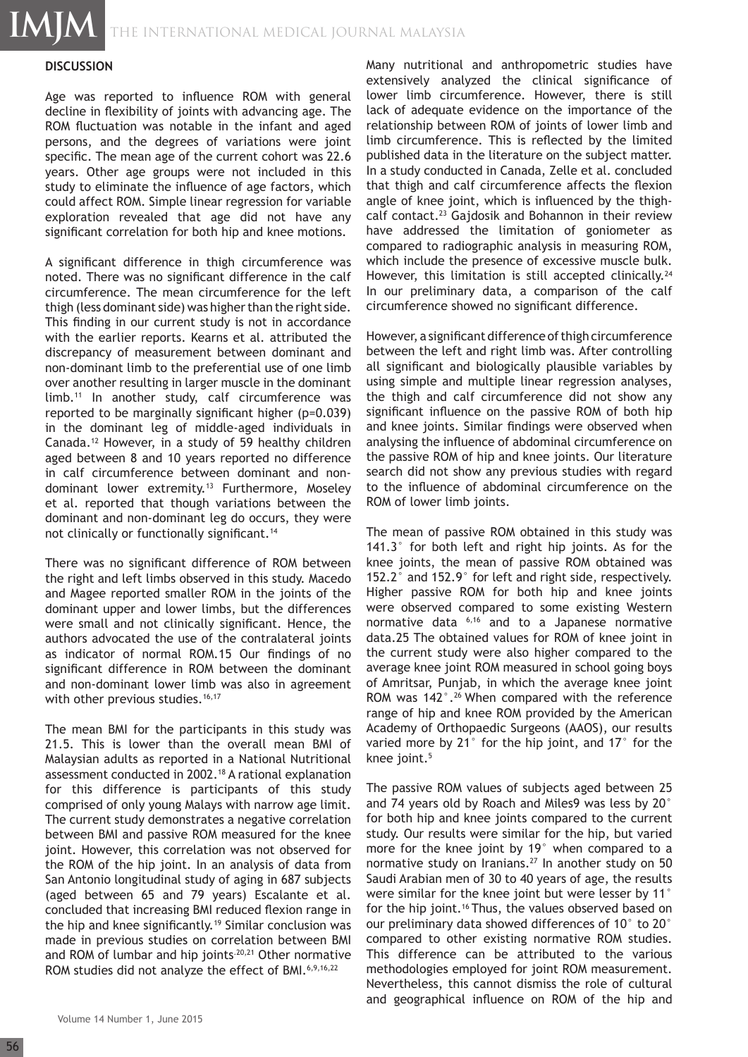## DISCUSSION

Age was reported to influence ROM with general decline in flexibility of joints with advancing age. The ROM fluctuation was notable in the infant and aged persons, and the degrees of variations were joint specific. The mean age of the current cohort was 22.6 years. Other age groups were not included in this study to eliminate the influence of age factors, which could affect ROM. Simple linear regression for variable exploration revealed that age did not have any significant correlation for both hip and knee motions.

A significant difference in thigh circumference was noted. There was no significant difference in the calf circumference. The mean circumference for the left thigh (less dominant side) was higher than the right side. This finding in our current study is not in accordance with the earlier reports. Kearns et al. attributed the discrepancy of measurement between dominant and non-dominant limb to the preferential use of one limb over another resulting in larger muscle in the dominant limb.[11] In another study, calf circumference was reported to be marginally significant higher ($p=0.039$) in the dominant leg of middle-aged individuals in Canada.[12] However, in a study of 59 healthy children aged between 8 and 10 years reported no difference in calf circumference between dominant and non-dominant lower extremity.[13] Furthermore, Moseley et al. reported that though variations between the dominant and non-dominant leg do occurs, they were not clinically or functionally significant.[14]

There was no significant difference of ROM between the right and left limbs observed in this study. Macedo and Magee reported smaller ROM in the joints of the dominant upper and lower limbs, but the differences were small and not clinically significant. Hence, the authors advocated the use of the contralateral joints as indicator of normal ROM.15 Our findings of no significant difference in ROM between the dominant and non-dominant lower limb was also in agreement with other previous studies.[16,17]

The mean BMI for the participants in this study was 21.5. This is lower than the overall mean BMI of Malaysian adults as reported in a National Nutritional assessment conducted in 2002.[18] A rational explanation for this difference is participants of this study comprised of only young Malays with narrow age limit. The current study demonstrates a negative correlation between BMI and passive ROM measured for the knee joint. However, this correlation was not observed for the ROM of the hip joint. In an analysis of data from San Antonio longitudinal study of aging in 687 subjects (aged between 65 and 79 years) Escalante et al. concluded that increasing BMI reduced flexion range in the hip and knee significantly.[19] Similar conclusion was made in previous studies on correlation between BMI and ROM of lumbar and hip joints.[20,21] Other normative ROM studies did not analyze the effect of BMI.[6,9,16,22]

Many nutritional and anthropometric studies have extensively analyzed the clinical significance of lower limb circumference. However, there is still lack of adequate evidence on the importance of the relationship between ROM of joints of lower limb and limb circumference. This is reflected by the limited published data in the literature on the subject matter. In a study conducted in Canada, Zelle et al. concluded that thigh and calf circumference affects the flexion angle of knee joint, which is influenced by the thigh-calf contact.[23] Gajdosik and Bohannon in their review have addressed the limitation of goniometer as compared to radiographic analysis in measuring ROM, which include the presence of excessive muscle bulk. However, this limitation is still accepted clinically.[24] In our preliminary data, a comparison of the calf circumference showed no significant difference.

However, a significant difference of thigh circumference between the left and right limb was. After controlling all significant and biologically plausible variables by using simple and multiple linear regression analyses, the thigh and calf circumference did not show any significant influence on the passive ROM of both hip and knee joints. Similar findings were observed when analysing the influence of abdominal circumference on the passive ROM of hip and knee joints. Our literature search did not show any previous studies with regard to the influence of abdominal circumference on the ROM of lower limb joints.

The mean of passive ROM obtained in this study was 141.3° for both left and right hip joints. As for the knee joints, the mean of passive ROM obtained was 152.2° and 152.9° for left and right side, respectively. Higher passive ROM for both hip and knee joints were observed compared to some existing Western normative data [6,16] and to a Japanese normative data.25 The obtained values for ROM of knee joint in the current study were also higher compared to the average knee joint ROM measured in school going boys of Amritsar, Punjab, in which the average knee joint ROM was 142°.[26] When compared with the reference range of hip and knee ROM provided by the American Academy of Orthopaedic Surgeons (AAOS), our results varied more by 21° for the hip joint, and 17° for the knee joint.[5]

The passive ROM values of subjects aged between 25 and 74 years old by Roach and Miles9 was less by 20° for both hip and knee joints compared to the current study. Our results were similar for the hip, but varied more for the knee joint by 19° when compared to a normative study on Iranians.[27] In another study on 50 Saudi Arabian men of 30 to 40 years of age, the results were similar for the knee joint but were lesser by 11° for the hip joint.[16] Thus, the values observed based on our preliminary data showed differences of 10° to 20° compared to other existing normative ROM studies. This difference can be attributed to the various methodologies employed for joint ROM measurement. Nevertheless, this cannot dismiss the role of cultural and geographical influence on ROM of the hip and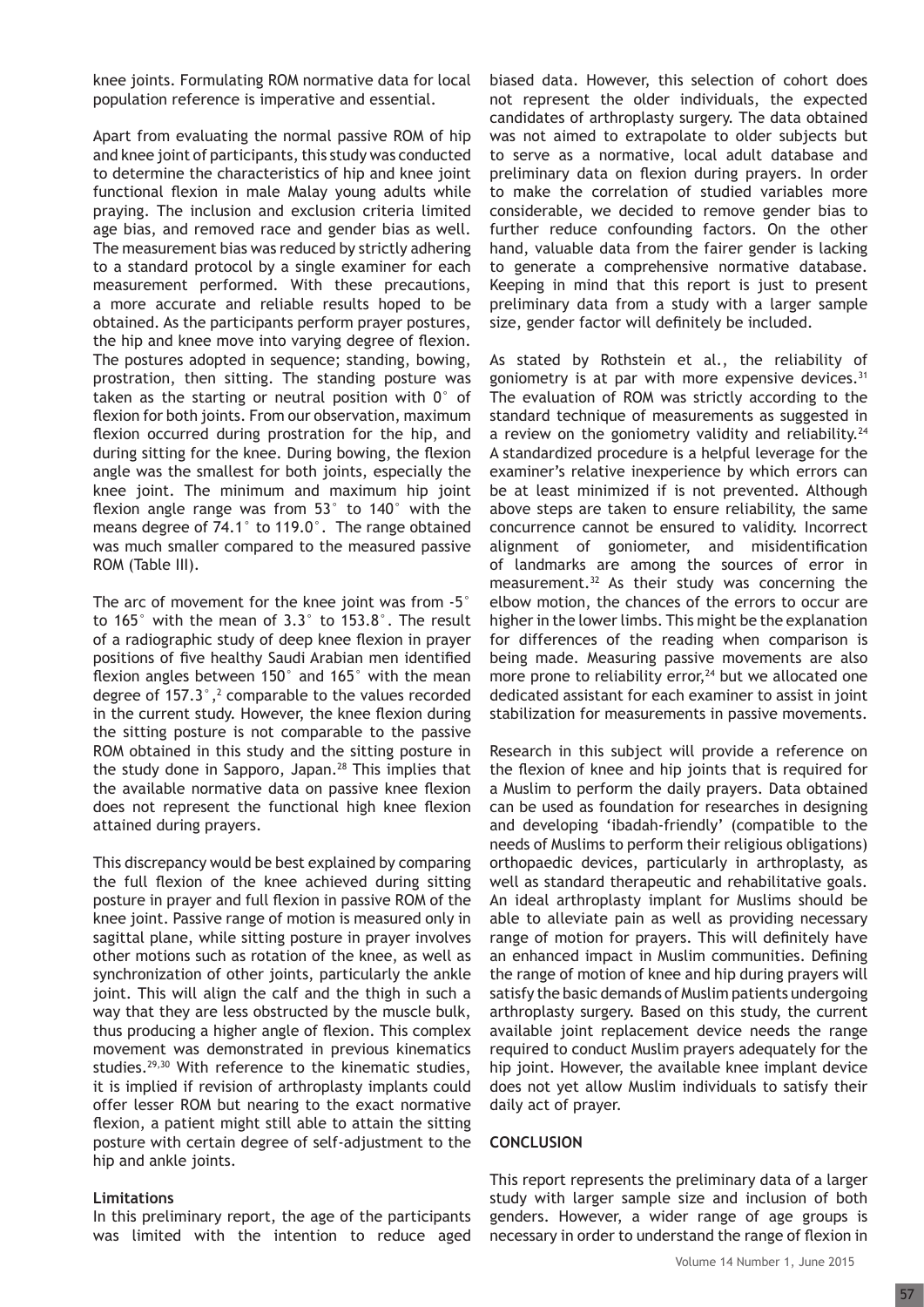knee joints. Formulating ROM normative data for local population reference is imperative and essential.

Apart from evaluating the normal passive ROM of hip and knee joint of participants, this study was conducted to determine the characteristics of hip and knee joint functional flexion in male Malay young adults while praying. The inclusion and exclusion criteria limited age bias, and removed race and gender bias as well. The measurement bias was reduced by strictly adhering to a standard protocol by a single examiner for each measurement performed. With these precautions, a more accurate and reliable results hoped to be obtained. As the participants perform prayer postures, the hip and knee move into varying degree of flexion. The postures adopted in sequence; standing, bowing, prostration, then sitting. The standing posture was taken as the starting or neutral position with 0° of flexion for both joints. From our observation, maximum flexion occurred during prostration for the hip, and during sitting for the knee. During bowing, the flexion angle was the smallest for both joints, especially the knee joint. The minimum and maximum hip joint flexion angle range was from 53° to 140° with the means degree of 74.1° to 119.0°. The range obtained was much smaller compared to the measured passive ROM (Table III).

The arc of movement for the knee joint was from -5° to 165° with the mean of 3.3° to 153.8°. The result of a radiographic study of deep knee flexion in prayer positions of five healthy Saudi Arabian men identified flexion angles between 150° and 165° with the mean degree of 157.3°,[2] comparable to the values recorded in the current study. However, the knee flexion during the sitting posture is not comparable to the passive ROM obtained in this study and the sitting posture in the study done in Sapporo, Japan.[28] This implies that the available normative data on passive knee flexion does not represent the functional high knee flexion attained during prayers.

This discrepancy would be best explained by comparing the full flexion of the knee achieved during sitting posture in prayer and full flexion in passive ROM of the knee joint. Passive range of motion is measured only in sagittal plane, while sitting posture in prayer involves other motions such as rotation of the knee, as well as synchronization of other joints, particularly the ankle joint. This will align the calf and the thigh in such a way that they are less obstructed by the muscle bulk, thus producing a higher angle of flexion. This complex movement was demonstrated in previous kinematics studies.[29,30] With reference to the kinematic studies, it is implied if revision of arthroplasty implants could offer lesser ROM but nearing to the exact normative flexion, a patient might still able to attain the sitting posture with certain degree of self-adjustment to the hip and ankle joints.

**Limitations**

In this preliminary report, the age of the participants was limited with the intention to reduce aged biased data. However, this selection of cohort does not represent the older individuals, the expected candidates of arthroplasty surgery. The data obtained was not aimed to extrapolate to older subjects but to serve as a normative, local adult database and preliminary data on flexion during prayers. In order to make the correlation of studied variables more considerable, we decided to remove gender bias to further reduce confounding factors. On the other hand, valuable data from the fairer gender is lacking to generate a comprehensive normative database. Keeping in mind that this report is just to present preliminary data from a study with a larger sample size, gender factor will definitely be included.

As stated by Rothstein et al., the reliability of goniometry is at par with more expensive devices.[31] The evaluation of ROM was strictly according to the standard technique of measurements as suggested in a review on the goniometry validity and reliability.[24] A standardized procedure is a helpful leverage for the examiner's relative inexperience by which errors can be at least minimized if is not prevented. Although above steps are taken to ensure reliability, the same concurrence cannot be ensured to validity. Incorrect alignment of goniometer, and misidentification of landmarks are among the sources of error in measurement.[32] As their study was concerning the elbow motion, the chances of the errors to occur are higher in the lower limbs. This might be the explanation for differences of the reading when comparison is being made. Measuring passive movements are also more prone to reliability error,[24] but we allocated one dedicated assistant for each examiner to assist in joint stabilization for measurements in passive movements.

Research in this subject will provide a reference on the flexion of knee and hip joints that is required for a Muslim to perform the daily prayers. Data obtained can be used as foundation for researches in designing and developing 'ibadah-friendly' (compatible to the needs of Muslims to perform their religious obligations) orthopaedic devices, particularly in arthroplasty, as well as standard therapeutic and rehabilitative goals. An ideal arthroplasty implant for Muslims should be able to alleviate pain as well as providing necessary range of motion for prayers. This will definitely have an enhanced impact in Muslim communities. Defining the range of motion of knee and hip during prayers will satisfy the basic demands of Muslim patients undergoing arthroplasty surgery. Based on this study, the current available joint replacement device needs the range required to conduct Muslim prayers adequately for the hip joint. However, the available knee implant device does not yet allow Muslim individuals to satisfy their daily act of prayer.

## CONCLUSION

This report represents the preliminary data of a larger study with larger sample size and inclusion of both genders. However, a wider range of age groups is necessary in order to understand the range of flexion in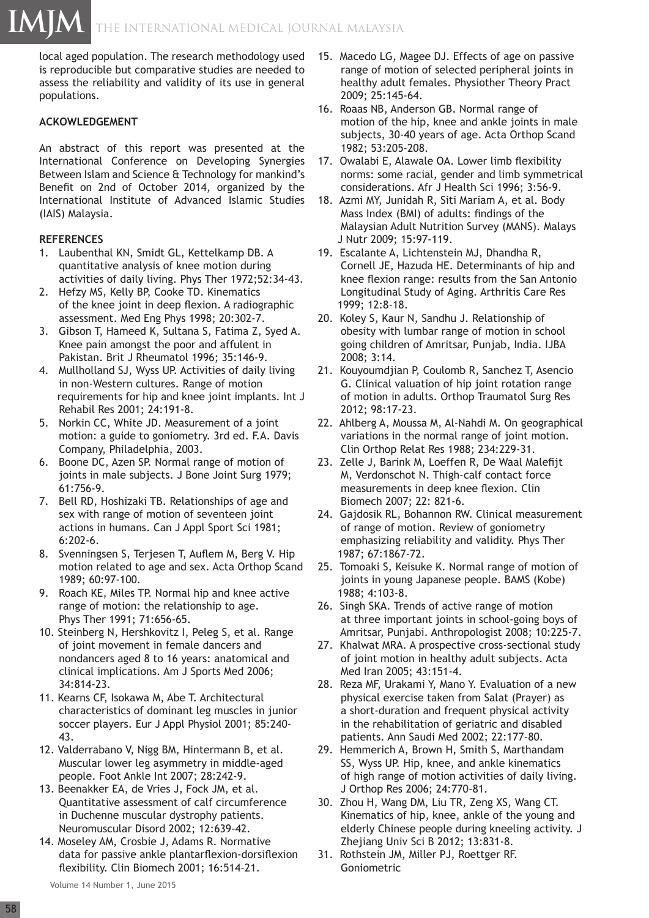local aged population. The research methodology used is reproducible but comparative studies are needed to assess the reliability and validity of its use in general populations.

## ACKOWLEDGEMENT

An abstract of this report was presented at the International Conference on Developing Synergies Between Islam and Science & Technology for mankind's Benefit on 2nd of October 2014, organized by the International Institute of Advanced Islamic Studies (IAIS) Malaysia.

## REFERENCES

1. Laubenthal KN, Smidt GL, Kettelkamp DB. A quantitative analysis of knee motion during activities of daily living. Phys Ther 1972;52:34-43.
2. Hefzy MS, Kelly BP, Cooke TD. Kinematics of the knee joint in deep flexion. A radiographic assessment. Med Eng Phys 1998; 20:302-7.
3. Gibson T, Hameed K, Sultana S, Fatima Z, Syed A. Knee pain amongst the poor and affulent in Pakistan. Brit J Rheumatol 1996; 35:146-9.
4. Mullholland SJ, Wyss UP. Activities of daily living in non-Western cultures. Range of motion requirements for hip and knee joint implants. Int J Rehabil Res 2001; 24:191-8.
5. Norkin CC, White JD. Measurement of a joint motion: a guide to goniometry. 3rd ed. F.A. Davis Company, Philadelphia, 2003.
6. Boone DC, Azen SP. Normal range of motion of joints in male subjects. J Bone Joint Surg 1979; 61:756-9.
7. Bell RD, Hoshizaki TB. Relationships of age and sex with range of motion of seventeen joint actions in humans. Can J Appl Sport Sci 1981; 6:202-6.
8. Svenningsen S, Terjesen T, Auflem M, Berg V. Hip motion related to age and sex. Acta Orthop Scand 1989; 60:97-100.
9. Roach KE, Miles TP. Normal hip and knee active range of motion: the relationship to age. Phys Ther 1991; 71:656-65.
10. Steinberg N, Hershkovitz I, Peleg S, et al. Range of joint movement in female dancers and nondancers aged 8 to 16 years: anatomical and clinical implications. Am J Sports Med 2006; 34:814-23.
11. Kearns CF, Isokawa M, Abe T. Architectural characteristics of dominant leg muscles in junior soccer players. Eur J Appl Physiol 2001; 85:240-43.
12. Valderrabano V, Nigg BM, Hintermann B, et al. Muscular lower leg asymmetry in middle-aged people. Foot Ankle Int 2007; 28:242-9.
13. Beenakker EA, de Vries J, Fock JM, et al. Quantitative assessment of calf circumference in Duchenne muscular dystrophy patients. Neuromuscular Disord 2002; 12:639-42.
14. Moseley AM, Crosbie J, Adams R. Normative data for passive ankle plantarflexion-dorsiflexion flexibility. Clin Biomech 2001; 16:514-21.
15. Macedo LG, Magee DJ. Effects of age on passive range of motion of selected peripheral joints in healthy adult females. Physiother Theory Pract 2009; 25:145-64.
16. Roaas NB, Anderson GB. Normal range of motion of the hip, knee and ankle joints in male subjects, 30-40 years of age. Acta Orthop Scand 1982; 53:205-208.
17. Owalabi E, Alawale OA. Lower limb flexibility norms: some racial, gender and limb symmetrical considerations. Afr J Health Sci 1996; 3:56-9.
18. Azmi MY, Junidah R, Siti Mariam A, et al. Body Mass Index (BMI) of adults: findings of the Malaysian Adult Nutrition Survey (MANS). Malays J Nutr 2009; 15:97-119.
19. Escalante A, Lichtenstein MJ, Dhandha R, Cornell JE, Hazuda HE. Determinants of hip and knee flexion range: results from the San Antonio Longitudinal Study of Aging. Arthritis Care Res 1999; 12:8-18.
20. Koley S, Kaur N, Sandhu J. Relationship of obesity with lumbar range of motion in school going children of Amritsar, Punjab, India. IJBA 2008; 3:14.
21. Kouyoumdjian P, Coulomb R, Sanchez T, Asencio G. Clinical valuation of hip joint rotation range of motion in adults. Orthop Traumatol Surg Res 2012; 98:17-23.
22. Ahlberg A, Moussa M, Al-Nahdi M. On geographical variations in the normal range of joint motion. Clin Orthop Relat Res 1988; 234:229-31.
23. Zelle J, Barink M, Loeffen R, De Waal Malefijt M, Verdonschot N. Thigh-calf contact force measurements in deep knee flexion. Clin Biomech 2007; 22: 821-6.
24. Gajdosik RL, Bohannon RW. Clinical measurement of range of motion. Review of goniometry emphasizing reliability and validity. Phys Ther 1987; 67:1867-72.
25. Tomoaki S, Keisuke K. Normal range of motion of joints in young Japanese people. BAMS (Kobe) 1988; 4:103-8.
26. Singh SKA. Trends of active range of motion at three important joints in school-going boys of Amritsar, Punjabi. Anthropologist 2008; 10:225-7.
27. Khalwat MRA. A prospective cross-sectional study of joint motion in healthy adult subjects. Acta Med Iran 2005; 43:151-4.
28. Reza MF, Urakami Y, Mano Y. Evaluation of a new physical exercise taken from Salat (Prayer) as a short-duration and frequent physical activity in the rehabilitation of geriatric and disabled patients. Ann Saudi Med 2002; 22:177-80.
29. Hemmerich A, Brown H, Smith S, Marthandam SS, Wyss UP. Hip, knee, and ankle kinematics of high range of motion activities of daily living. J Orthop Res 2006; 24:770-81.
30. Zhou H, Wang DM, Liu TR, Zeng XS, Wang CT. Kinematics of hip, knee, ankle of the young and elderly Chinese people during kneeling activity. J Zhejiang Univ Sci B 2012; 13:831-8.
31. Rothstein JM, Miller PJ, Roettger RF. Goniometric